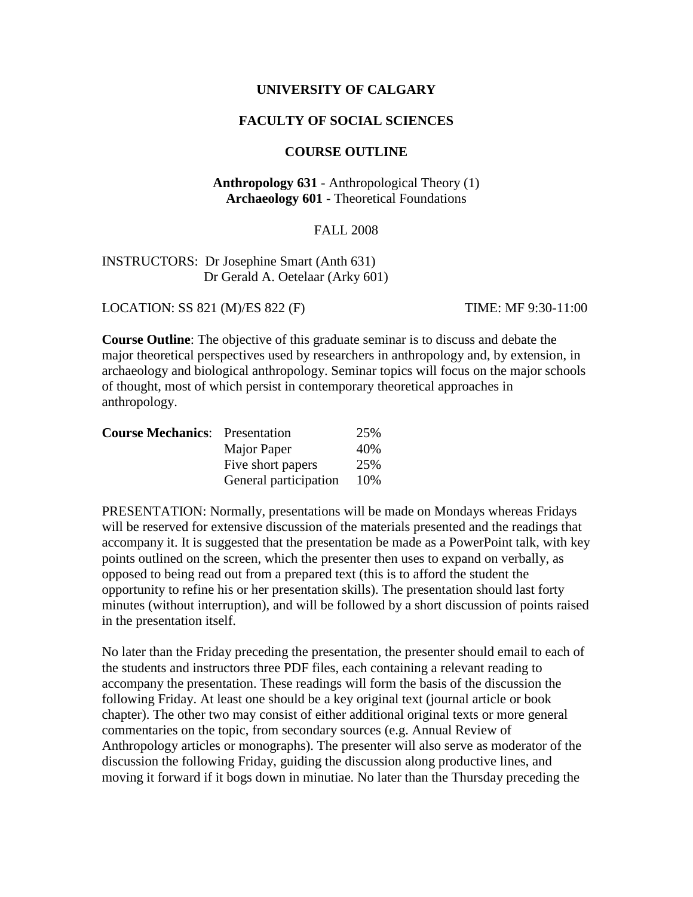**UNIVERSITY OF CALGARY**

**FACULTY OF SOCIAL SCIENCES**

**COURSE OUTLINE**

**Anthropology 631** - Anthropological Theory (1)
**Archaeology 601** - Theoretical Foundations

FALL 2008

INSTRUCTORS: Dr Josephine Smart (Anth 631)
Dr Gerald A. Oetelaar (Arky 601)

LOCATION: SS 821 (M)/ES 822 (F) TIME: MF 9:30-11:00

**Course Outline**: The objective of this graduate seminar is to discuss and debate the major theoretical perspectives used by researchers in anthropology and, by extension, in archaeology and biological anthropology. Seminar topics will focus on the major schools of thought, most of which persist in contemporary theoretical approaches in anthropology.

| **Course Mechanics**: | | |
|---|---|---|
| | Presentation | 25% |
| | Major Paper | 40% |
| | Five short papers | 25% |
| | General participation | 10% |

PRESENTATION: Normally, presentations will be made on Mondays whereas Fridays will be reserved for extensive discussion of the materials presented and the readings that accompany it. It is suggested that the presentation be made as a PowerPoint talk, with key points outlined on the screen, which the presenter then uses to expand on verbally, as opposed to being read out from a prepared text (this is to afford the student the opportunity to refine his or her presentation skills). The presentation should last forty minutes (without interruption), and will be followed by a short discussion of points raised in the presentation itself.

No later than the Friday preceding the presentation, the presenter should email to each of the students and instructors three PDF files, each containing a relevant reading to accompany the presentation. These readings will form the basis of the discussion the following Friday. At least one should be a key original text (journal article or book chapter). The other two may consist of either additional original texts or more general commentaries on the topic, from secondary sources (e.g. Annual Review of Anthropology articles or monographs). The presenter will also serve as moderator of the discussion the following Friday, guiding the discussion along productive lines, and moving it forward if it bogs down in minutiae. No later than the Thursday preceding the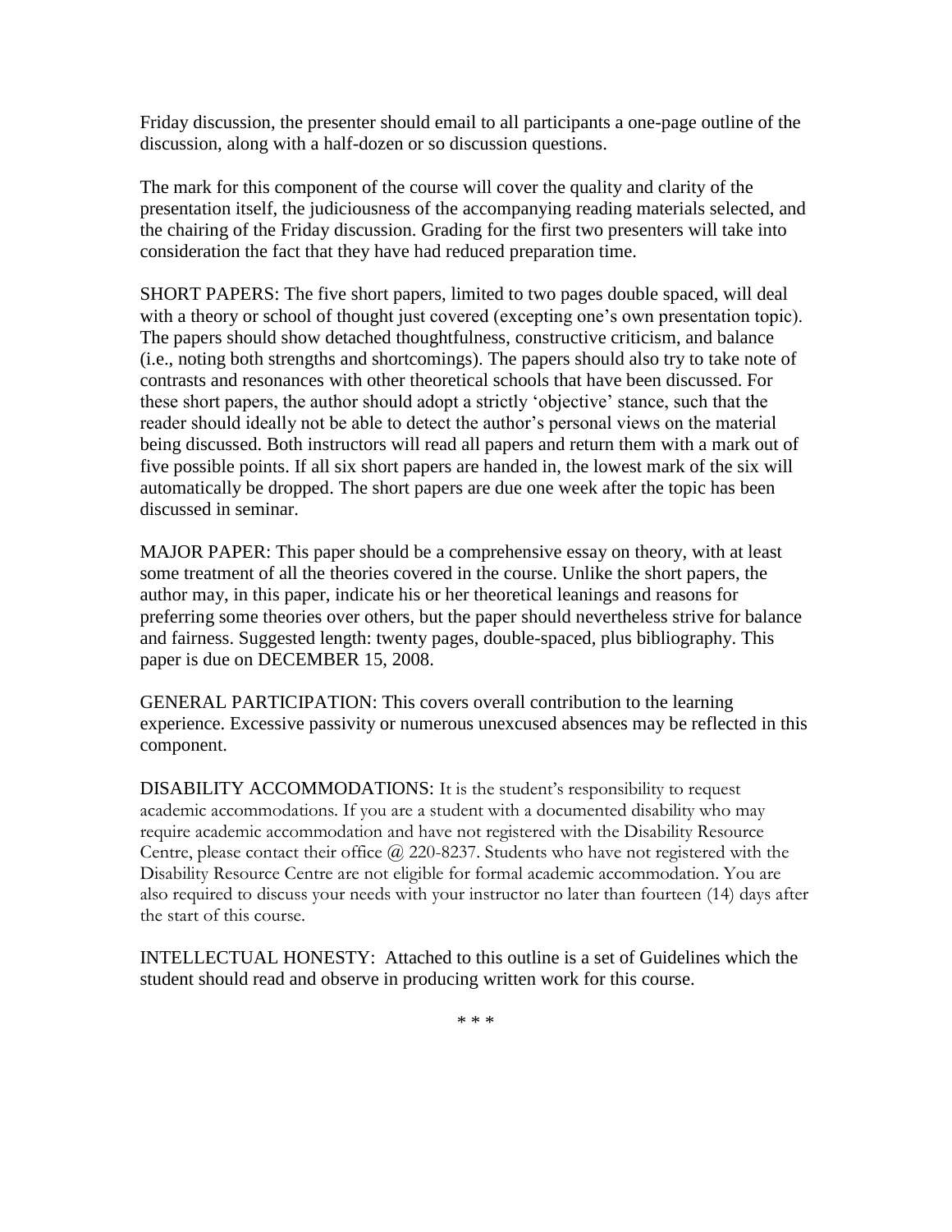Friday discussion, the presenter should email to all participants a one-page outline of the discussion, along with a half-dozen or so discussion questions.

The mark for this component of the course will cover the quality and clarity of the presentation itself, the judiciousness of the accompanying reading materials selected, and the chairing of the Friday discussion. Grading for the first two presenters will take into consideration the fact that they have had reduced preparation time.

SHORT PAPERS: The five short papers, limited to two pages double spaced, will deal with a theory or school of thought just covered (excepting one's own presentation topic). The papers should show detached thoughtfulness, constructive criticism, and balance (i.e., noting both strengths and shortcomings). The papers should also try to take note of contrasts and resonances with other theoretical schools that have been discussed. For these short papers, the author should adopt a strictly 'objective' stance, such that the reader should ideally not be able to detect the author's personal views on the material being discussed. Both instructors will read all papers and return them with a mark out of five possible points. If all six short papers are handed in, the lowest mark of the six will automatically be dropped. The short papers are due one week after the topic has been discussed in seminar.

MAJOR PAPER: This paper should be a comprehensive essay on theory, with at least some treatment of all the theories covered in the course. Unlike the short papers, the author may, in this paper, indicate his or her theoretical leanings and reasons for preferring some theories over others, but the paper should nevertheless strive for balance and fairness. Suggested length: twenty pages, double-spaced, plus bibliography. This paper is due on DECEMBER 15, 2008.

GENERAL PARTICIPATION: This covers overall contribution to the learning experience. Excessive passivity or numerous unexcused absences may be reflected in this component.

DISABILITY ACCOMMODATIONS: It is the student's responsibility to request academic accommodations. If you are a student with a documented disability who may require academic accommodation and have not registered with the Disability Resource Centre, please contact their office @ 220-8237. Students who have not registered with the Disability Resource Centre are not eligible for formal academic accommodation. You are also required to discuss your needs with your instructor no later than fourteen (14) days after the start of this course.

INTELLECTUAL HONESTY: Attached to this outline is a set of Guidelines which the student should read and observe in producing written work for this course.

* * *